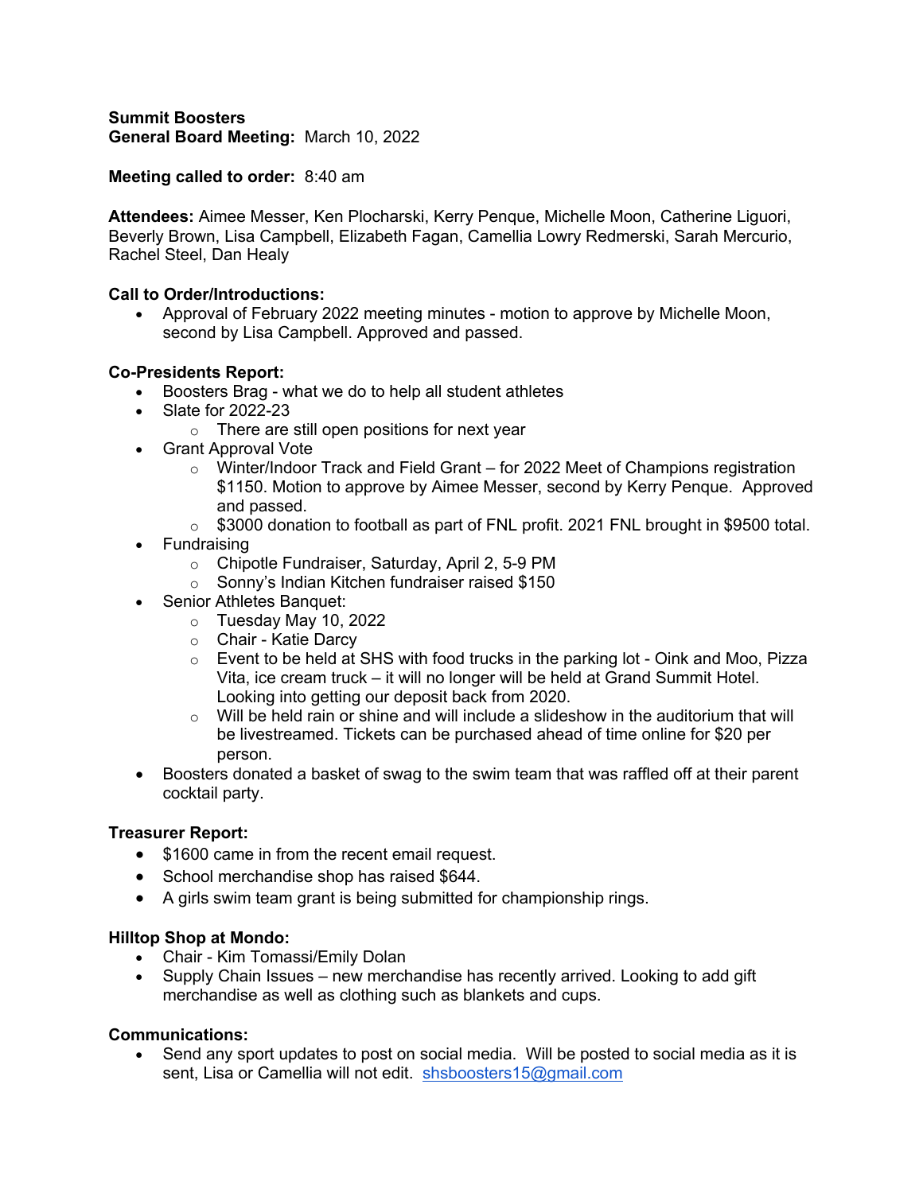**Summit Boosters**
**General Board Meeting:** March 10, 2022

**Meeting called to order:** 8:40 am

**Attendees:** Aimee Messer, Ken Plocharski, Kerry Penque, Michelle Moon, Catherine Liguori, Beverly Brown, Lisa Campbell, Elizabeth Fagan, Camellia Lowry Redmerski, Sarah Mercurio, Rachel Steel, Dan Healy

**Call to Order/Introductions:**

- Approval of February 2022 meeting minutes - motion to approve by Michelle Moon, second by Lisa Campbell. Approved and passed.

**Co-Presidents Report:**

- Boosters Brag - what we do to help all student athletes
- Slate for 2022-23
    - There are still open positions for next year
- Grant Approval Vote
    - Winter/Indoor Track and Field Grant – for 2022 Meet of Champions registration $1150. Motion to approve by Aimee Messer, second by Kerry Penque. Approved and passed.
    - $3000 donation to football as part of FNL profit. 2021 FNL brought in $9500 total.
- Fundraising
    - Chipotle Fundraiser, Saturday, April 2, 5-9 PM
    - Sonny's Indian Kitchen fundraiser raised $150
- Senior Athletes Banquet:
    - Tuesday May 10, 2022
    - Chair - Katie Darcy
    - Event to be held at SHS with food trucks in the parking lot - Oink and Moo, Pizza Vita, ice cream truck – it will no longer will be held at Grand Summit Hotel. Looking into getting our deposit back from 2020.
    - Will be held rain or shine and will include a slideshow in the auditorium that will be livestreamed. Tickets can be purchased ahead of time online for $20 per person.
- Boosters donated a basket of swag to the swim team that was raffled off at their parent cocktail party.

**Treasurer Report:**

- $1600 came in from the recent email request.
- School merchandise shop has raised $644.
- A girls swim team grant is being submitted for championship rings.

**Hilltop Shop at Mondo:**

- Chair - Kim Tomassi/Emily Dolan
- Supply Chain Issues – new merchandise has recently arrived. Looking to add gift merchandise as well as clothing such as blankets and cups.

**Communications:**

- Send any sport updates to post on social media. Will be posted to social media as it is sent, Lisa or Camellia will not edit. shsboosters15@gmail.com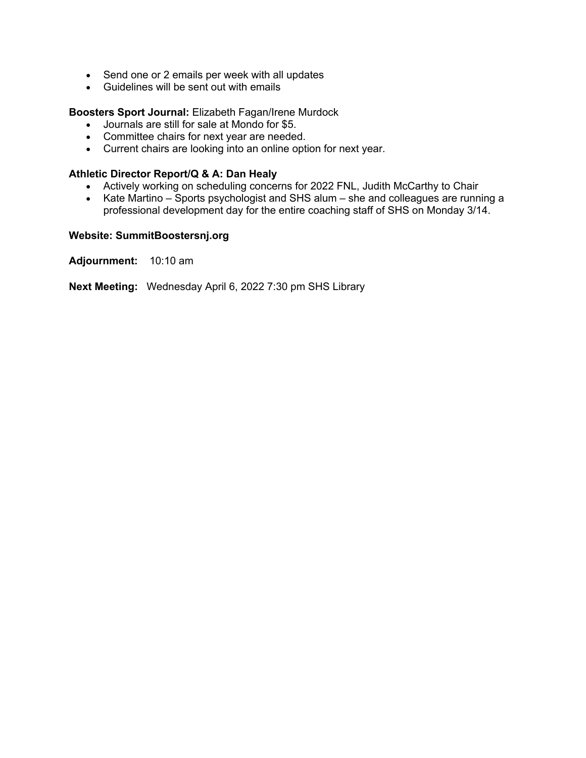- Send one or 2 emails per week with all updates
- Guidelines will be sent out with emails

**Boosters Sport Journal:** Elizabeth Fagan/Irene Murdock

- Journals are still for sale at Mondo for $5.
- Committee chairs for next year are needed.
- Current chairs are looking into an online option for next year.

**Athletic Director Report/Q & A: Dan Healy**

- Actively working on scheduling concerns for 2022 FNL, Judith McCarthy to Chair
- Kate Martino – Sports psychologist and SHS alum – she and colleagues are running a professional development day for the entire coaching staff of SHS on Monday 3/14.

**Website: SummitBoostersnj.org**

**Adjournment:** 10:10 am

**Next Meeting:** Wednesday April 6, 2022 7:30 pm SHS Library